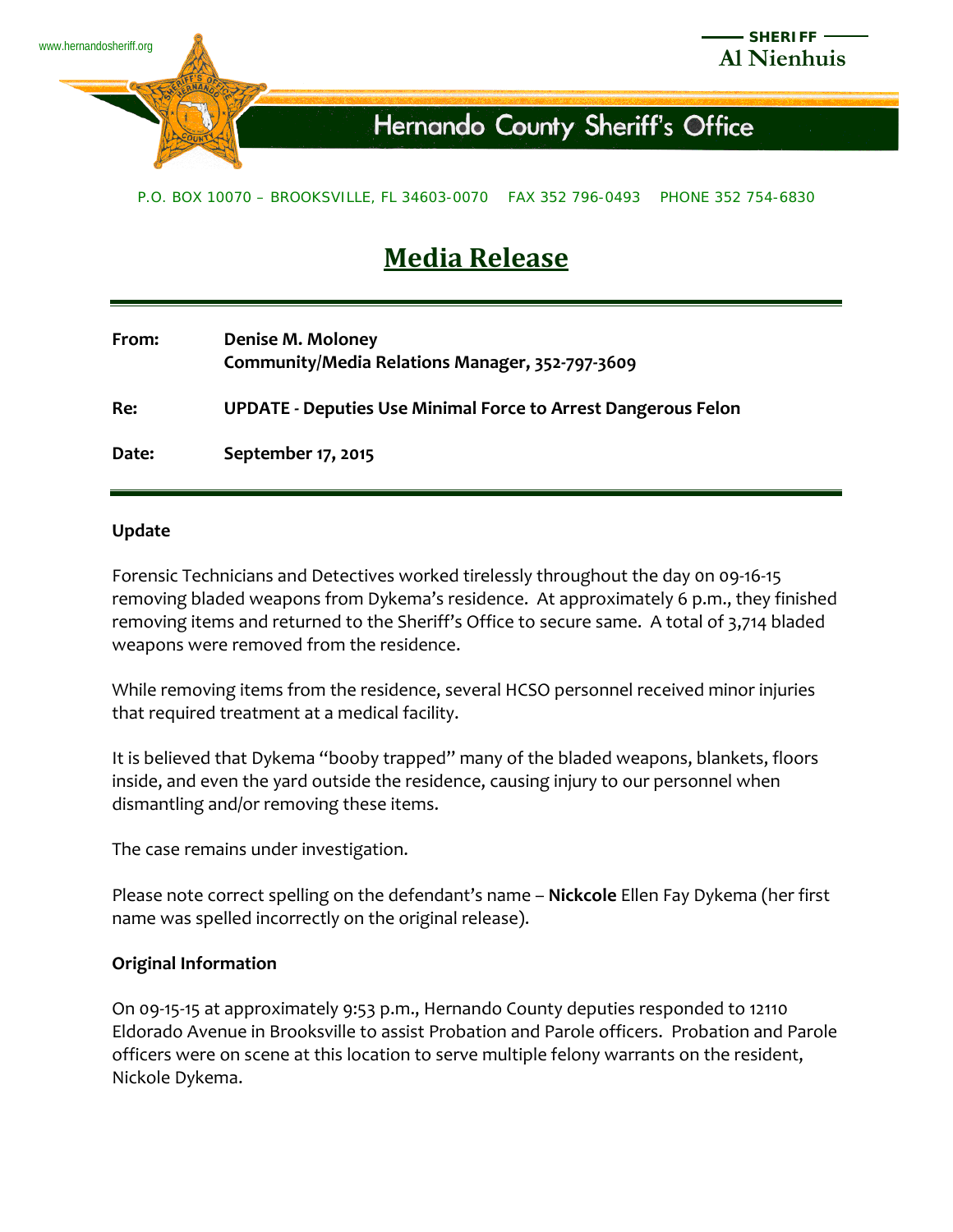www.hernandosheriff.org

SHERIFF
**Al Nienhuis**

# Hernando County Sheriff's Office

P.O. BOX 10070 – BROOKSVILLE, FL 34603-0070 FAX 352 796-0493 PHONE 352 754-6830

# Media Release

**From:** **Denise M. Moloney**
**Community/Media Relations Manager, 352-797-3609**

**Re:** **UPDATE - Deputies Use Minimal Force to Arrest Dangerous Felon**

**Date:** **September 17, 2015**

**Update**

Forensic Technicians and Detectives worked tirelessly throughout the day on 09-16-15 removing bladed weapons from Dykema's residence. At approximately 6 p.m., they finished removing items and returned to the Sheriff's Office to secure same. A total of 3,714 bladed weapons were removed from the residence.

While removing items from the residence, several HCSO personnel received minor injuries that required treatment at a medical facility.

It is believed that Dykema "booby trapped" many of the bladed weapons, blankets, floors inside, and even the yard outside the residence, causing injury to our personnel when dismantling and/or removing these items.

The case remains under investigation.

Please note correct spelling on the defendant's name – **Nickcole** Ellen Fay Dykema (her first name was spelled incorrectly on the original release).

**Original Information**

On 09-15-15 at approximately 9:53 p.m., Hernando County deputies responded to 12110 Eldorado Avenue in Brooksville to assist Probation and Parole officers. Probation and Parole officers were on scene at this location to serve multiple felony warrants on the resident, Nickole Dykema.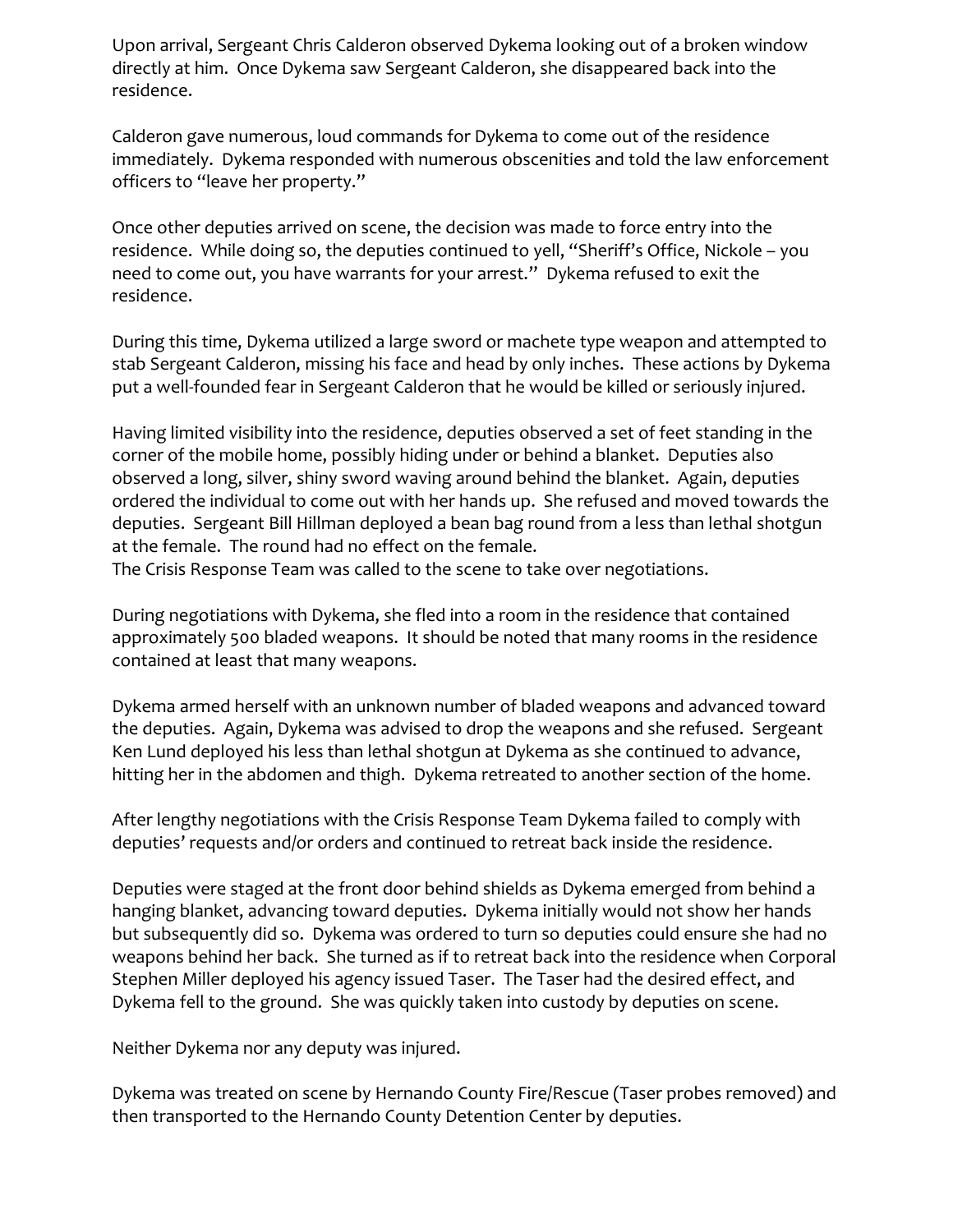Upon arrival, Sergeant Chris Calderon observed Dykema looking out of a broken window directly at him. Once Dykema saw Sergeant Calderon, she disappeared back into the residence.

Calderon gave numerous, loud commands for Dykema to come out of the residence immediately. Dykema responded with numerous obscenities and told the law enforcement officers to "leave her property."

Once other deputies arrived on scene, the decision was made to force entry into the residence. While doing so, the deputies continued to yell, "Sheriff's Office, Nickole – you need to come out, you have warrants for your arrest." Dykema refused to exit the residence.

During this time, Dykema utilized a large sword or machete type weapon and attempted to stab Sergeant Calderon, missing his face and head by only inches. These actions by Dykema put a well-founded fear in Sergeant Calderon that he would be killed or seriously injured.

Having limited visibility into the residence, deputies observed a set of feet standing in the corner of the mobile home, possibly hiding under or behind a blanket. Deputies also observed a long, silver, shiny sword waving around behind the blanket. Again, deputies ordered the individual to come out with her hands up. She refused and moved towards the deputies. Sergeant Bill Hillman deployed a bean bag round from a less than lethal shotgun at the female. The round had no effect on the female.
The Crisis Response Team was called to the scene to take over negotiations.

During negotiations with Dykema, she fled into a room in the residence that contained approximately 500 bladed weapons. It should be noted that many rooms in the residence contained at least that many weapons.

Dykema armed herself with an unknown number of bladed weapons and advanced toward the deputies. Again, Dykema was advised to drop the weapons and she refused. Sergeant Ken Lund deployed his less than lethal shotgun at Dykema as she continued to advance, hitting her in the abdomen and thigh. Dykema retreated to another section of the home.

After lengthy negotiations with the Crisis Response Team Dykema failed to comply with deputies' requests and/or orders and continued to retreat back inside the residence.

Deputies were staged at the front door behind shields as Dykema emerged from behind a hanging blanket, advancing toward deputies. Dykema initially would not show her hands but subsequently did so. Dykema was ordered to turn so deputies could ensure she had no weapons behind her back. She turned as if to retreat back into the residence when Corporal Stephen Miller deployed his agency issued Taser. The Taser had the desired effect, and Dykema fell to the ground. She was quickly taken into custody by deputies on scene.

Neither Dykema nor any deputy was injured.

Dykema was treated on scene by Hernando County Fire/Rescue (Taser probes removed) and then transported to the Hernando County Detention Center by deputies.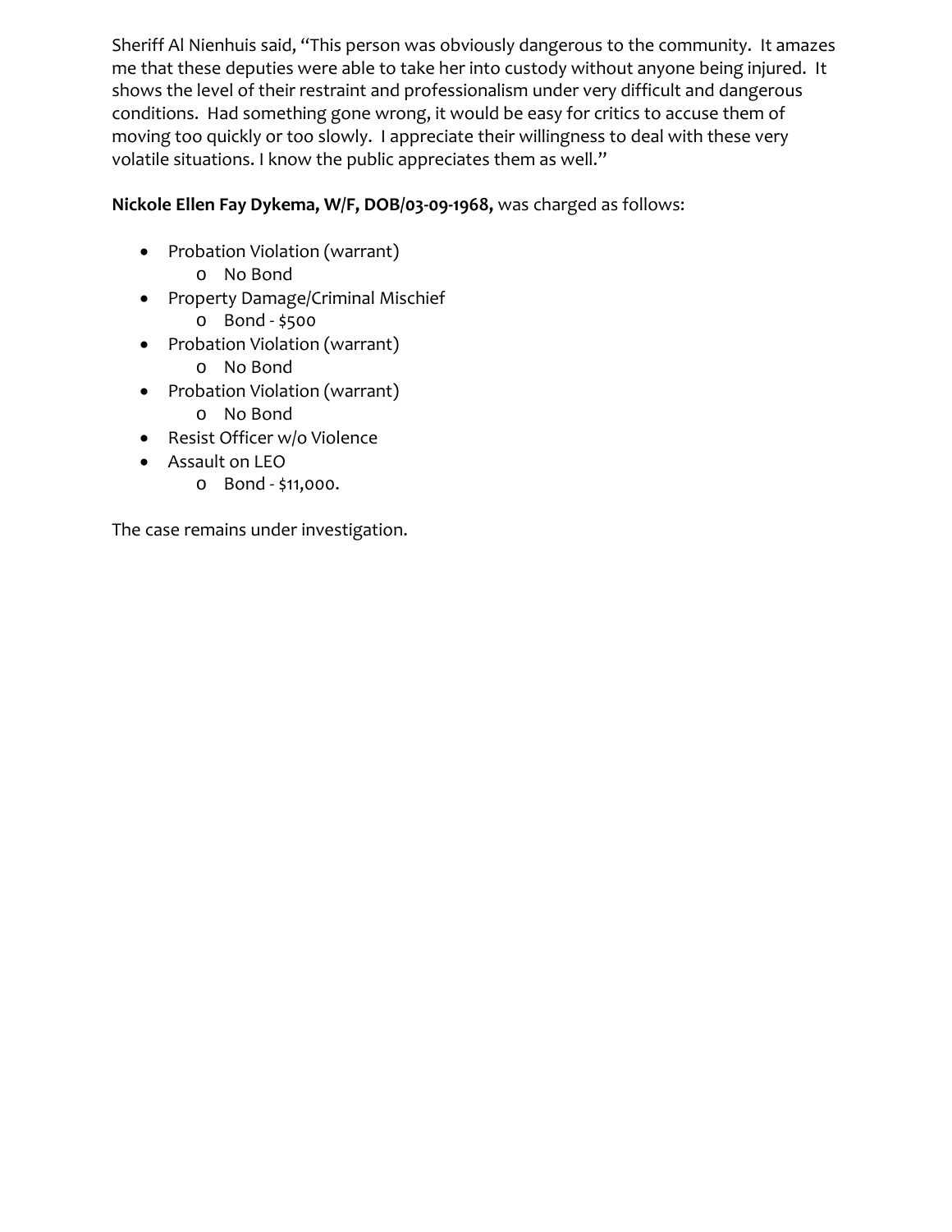Sheriff Al Nienhuis said, "This person was obviously dangerous to the community.  It amazes me that these deputies were able to take her into custody without anyone being injured.  It shows the level of their restraint and professionalism under very difficult and dangerous conditions.  Had something gone wrong, it would be easy for critics to accuse them of moving too quickly or too slowly.  I appreciate their willingness to deal with these very volatile situations. I know the public appreciates them as well."

**Nickole Ellen Fay Dykema, W/F, DOB/03-09-1968,** was charged as follows:

- Probation Violation (warrant)
  - No Bond
- Property Damage/Criminal Mischief
  - Bond - $500
- Probation Violation (warrant)
  - No Bond
- Probation Violation (warrant)
  - No Bond
- Resist Officer w/o Violence
- Assault on LEO
  - Bond - $11,000.

The case remains under investigation.